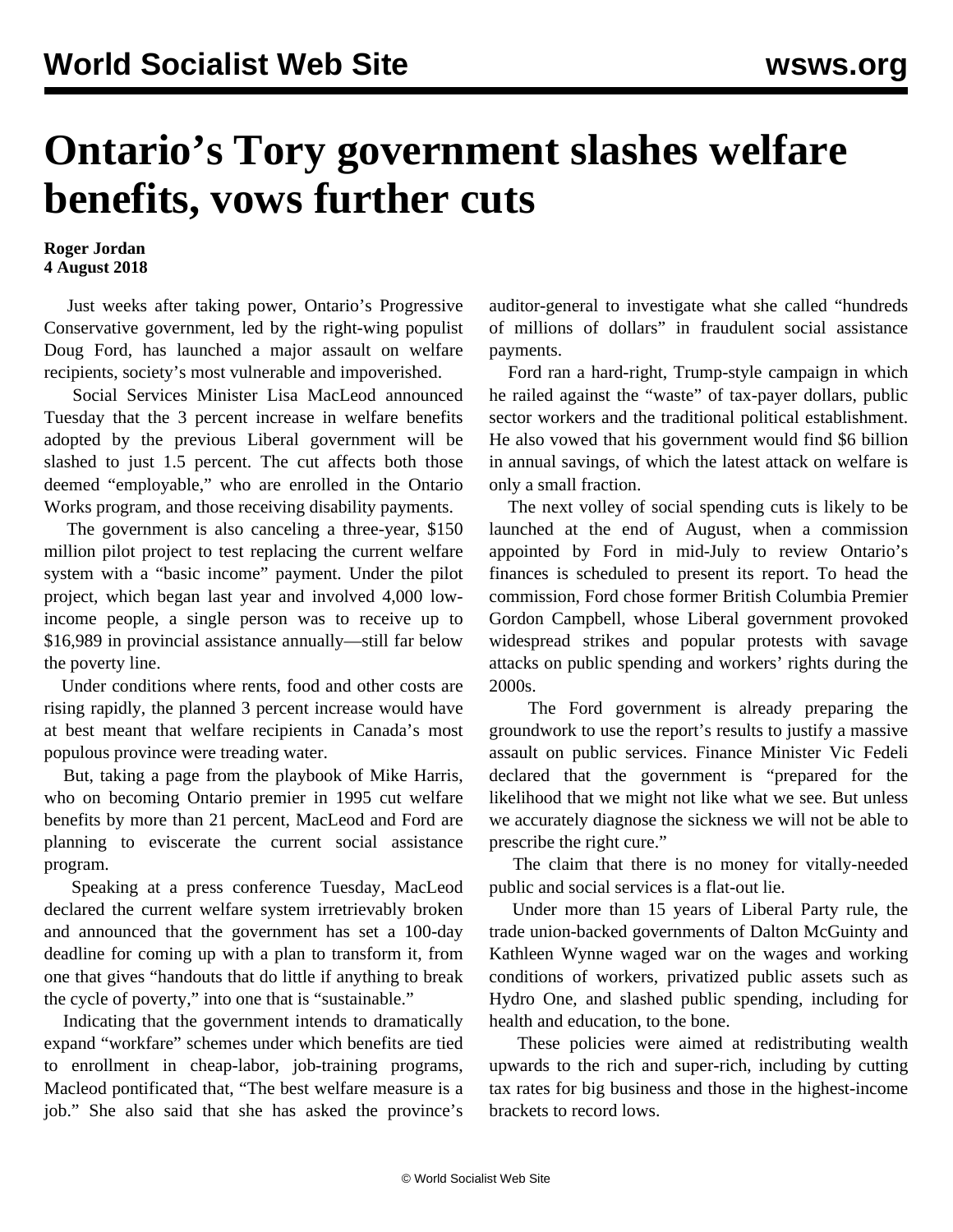# Ontario’s Tory government slashes welfare benefits, vows further cuts

**Roger Jordan**
**4 August 2018**

Just weeks after taking power, Ontario’s Progressive Conservative government, led by the right-wing populist Doug Ford, has launched a major assault on welfare recipients, society’s most vulnerable and impoverished.

Social Services Minister Lisa MacLeod announced Tuesday that the 3 percent increase in welfare benefits adopted by the previous Liberal government will be slashed to just 1.5 percent. The cut affects both those deemed “employable,” who are enrolled in the Ontario Works program, and those receiving disability payments.

The government is also canceling a three-year, $150 million pilot project to test replacing the current welfare system with a “basic income” payment. Under the pilot project, which began last year and involved 4,000 low-income people, a single person was to receive up to $16,989 in provincial assistance annually—still far below the poverty line.

Under conditions where rents, food and other costs are rising rapidly, the planned 3 percent increase would have at best meant that welfare recipients in Canada’s most populous province were treading water.

But, taking a page from the playbook of Mike Harris, who on becoming Ontario premier in 1995 cut welfare benefits by more than 21 percent, MacLeod and Ford are planning to eviscerate the current social assistance program.

Speaking at a press conference Tuesday, MacLeod declared the current welfare system irretrievably broken and announced that the government has set a 100-day deadline for coming up with a plan to transform it, from one that gives “handouts that do little if anything to break the cycle of poverty,” into one that is “sustainable.”

Indicating that the government intends to dramatically expand “workfare” schemes under which benefits are tied to enrollment in cheap-labor, job-training programs, Macleod pontificated that, “The best welfare measure is a job.” She also said that she has asked the province’s auditor-general to investigate what she called “hundreds of millions of dollars” in fraudulent social assistance payments.

Ford ran a hard-right, Trump-style campaign in which he railed against the “waste” of tax-payer dollars, public sector workers and the traditional political establishment. He also vowed that his government would find $6 billion in annual savings, of which the latest attack on welfare is only a small fraction.

The next volley of social spending cuts is likely to be launched at the end of August, when a commission appointed by Ford in mid-July to review Ontario’s finances is scheduled to present its report. To head the commission, Ford chose former British Columbia Premier Gordon Campbell, whose Liberal government provoked widespread strikes and popular protests with savage attacks on public spending and workers’ rights during the 2000s.

The Ford government is already preparing the groundwork to use the report’s results to justify a massive assault on public services. Finance Minister Vic Fedeli declared that the government is “prepared for the likelihood that we might not like what we see. But unless we accurately diagnose the sickness we will not be able to prescribe the right cure.”

The claim that there is no money for vitally-needed public and social services is a flat-out lie.

Under more than 15 years of Liberal Party rule, the trade union-backed governments of Dalton McGuinty and Kathleen Wynne waged war on the wages and working conditions of workers, privatized public assets such as Hydro One, and slashed public spending, including for health and education, to the bone.

These policies were aimed at redistributing wealth upwards to the rich and super-rich, including by cutting tax rates for big business and those in the highest-income brackets to record lows.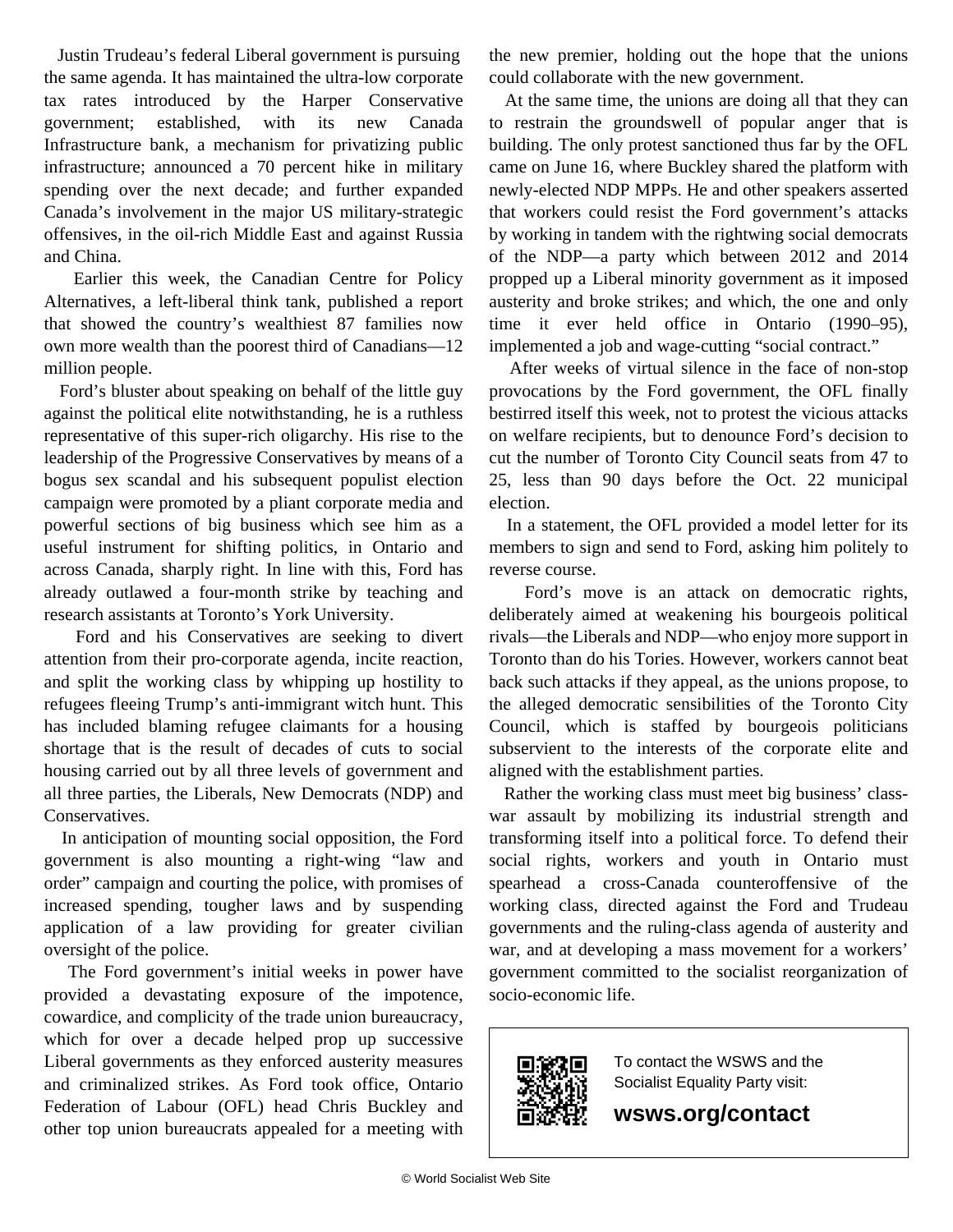Justin Trudeau's federal Liberal government is pursuing the same agenda. It has maintained the ultra-low corporate tax rates introduced by the Harper Conservative government; established, with its new Canada Infrastructure bank, a mechanism for privatizing public infrastructure; announced a 70 percent hike in military spending over the next decade; and further expanded Canada's involvement in the major US military-strategic offensives, in the oil-rich Middle East and against Russia and China.

Earlier this week, the Canadian Centre for Policy Alternatives, a left-liberal think tank, published a report that showed the country's wealthiest 87 families now own more wealth than the poorest third of Canadians—12 million people.

Ford's bluster about speaking on behalf of the little guy against the political elite notwithstanding, he is a ruthless representative of this super-rich oligarchy. His rise to the leadership of the Progressive Conservatives by means of a bogus sex scandal and his subsequent populist election campaign were promoted by a pliant corporate media and powerful sections of big business which see him as a useful instrument for shifting politics, in Ontario and across Canada, sharply right. In line with this, Ford has already outlawed a four-month strike by teaching and research assistants at Toronto's York University.

Ford and his Conservatives are seeking to divert attention from their pro-corporate agenda, incite reaction, and split the working class by whipping up hostility to refugees fleeing Trump's anti-immigrant witch hunt. This has included blaming refugee claimants for a housing shortage that is the result of decades of cuts to social housing carried out by all three levels of government and all three parties, the Liberals, New Democrats (NDP) and Conservatives.

In anticipation of mounting social opposition, the Ford government is also mounting a right-wing "law and order" campaign and courting the police, with promises of increased spending, tougher laws and by suspending application of a law providing for greater civilian oversight of the police.

The Ford government's initial weeks in power have provided a devastating exposure of the impotence, cowardice, and complicity of the trade union bureaucracy, which for over a decade helped prop up successive Liberal governments as they enforced austerity measures and criminalized strikes. As Ford took office, Ontario Federation of Labour (OFL) head Chris Buckley and other top union bureaucrats appealed for a meeting with the new premier, holding out the hope that the unions could collaborate with the new government.

At the same time, the unions are doing all that they can to restrain the groundswell of popular anger that is building. The only protest sanctioned thus far by the OFL came on June 16, where Buckley shared the platform with newly-elected NDP MPPs. He and other speakers asserted that workers could resist the Ford government's attacks by working in tandem with the rightwing social democrats of the NDP—a party which between 2012 and 2014 propped up a Liberal minority government as it imposed austerity and broke strikes; and which, the one and only time it ever held office in Ontario (1990–95), implemented a job and wage-cutting "social contract."

After weeks of virtual silence in the face of non-stop provocations by the Ford government, the OFL finally bestirred itself this week, not to protest the vicious attacks on welfare recipients, but to denounce Ford's decision to cut the number of Toronto City Council seats from 47 to 25, less than 90 days before the Oct. 22 municipal election.

In a statement, the OFL provided a model letter for its members to sign and send to Ford, asking him politely to reverse course.

Ford's move is an attack on democratic rights, deliberately aimed at weakening his bourgeois political rivals—the Liberals and NDP—who enjoy more support in Toronto than do his Tories. However, workers cannot beat back such attacks if they appeal, as the unions propose, to the alleged democratic sensibilities of the Toronto City Council, which is staffed by bourgeois politicians subservient to the interests of the corporate elite and aligned with the establishment parties.

Rather the working class must meet big business' class-war assault by mobilizing its industrial strength and transforming itself into a political force. To defend their social rights, workers and youth in Ontario must spearhead a cross-Canada counteroffensive of the working class, directed against the Ford and Trudeau governments and the ruling-class agenda of austerity and war, and at developing a mass movement for a workers' government committed to the socialist reorganization of socio-economic life.

To contact the WSWS and the Socialist Equality Party visit:

**wsws.org/contact**